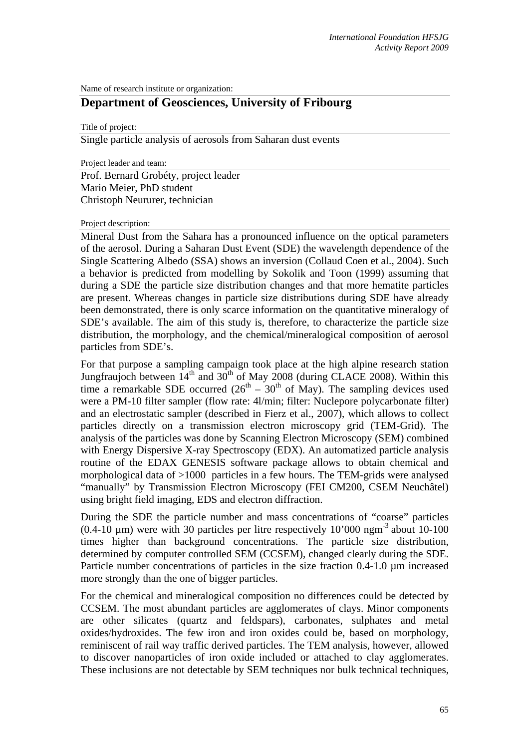Name of research institute or organization:

## Department of Geosciences, University of Fribourg

Title of project:

Single particle analysis of aerosols from Saharan dust events

Project leader and team:

Prof. Bernard Grobéty, project leader
Mario Meier, PhD student
Christoph Neururer, technician

Project description:

Mineral Dust from the Sahara has a pronounced influence on the optical parameters of the aerosol. During a Saharan Dust Event (SDE) the wavelength dependence of the Single Scattering Albedo (SSA) shows an inversion (Collaud Coen et al., 2004). Such a behavior is predicted from modelling by Sokolik and Toon (1999) assuming that during a SDE the particle size distribution changes and that more hematite particles are present. Whereas changes in particle size distributions during SDE have already been demonstrated, there is only scarce information on the quantitative mineralogy of SDE's available. The aim of this study is, therefore, to characterize the particle size distribution, the morphology, and the chemical/mineralogical composition of aerosol particles from SDE's.

For that purpose a sampling campaign took place at the high alpine research station Jungfraujoch between $14^{th}$ and $30^{th}$ of May 2008 (during CLACE 2008). Within this time a remarkable SDE occurred ($26^{th}$ – $30^{th}$ of May). The sampling devices used were a PM-10 filter sampler (flow rate: 4l/min; filter: Nuclepore polycarbonate filter) and an electrostatic sampler (described in Fierz et al., 2007), which allows to collect particles directly on a transmission electron microscopy grid (TEM-Grid). The analysis of the particles was done by Scanning Electron Microscopy (SEM) combined with Energy Dispersive X-ray Spectroscopy (EDX). An automatized particle analysis routine of the EDAX GENESIS software package allows to obtain chemical and morphological data of >1000 particles in a few hours. The TEM-grids were analysed "manually" by Transmission Electron Microscopy (FEI CM200, CSEM Neuchâtel) using bright field imaging, EDS and electron diffraction.

During the SDE the particle number and mass concentrations of "coarse" particles (0.4-10 µm) were with 30 particles per litre respectively 10'000 $ngm^{-3}$ about 10-100 times higher than background concentrations. The particle size distribution, determined by computer controlled SEM (CCSEM), changed clearly during the SDE. Particle number concentrations of particles in the size fraction 0.4-1.0 µm increased more strongly than the one of bigger particles.

For the chemical and mineralogical composition no differences could be detected by CCSEM. The most abundant particles are agglomerates of clays. Minor components are other silicates (quartz and feldspars), carbonates, sulphates and metal oxides/hydroxides. The few iron and iron oxides could be, based on morphology, reminiscent of rail way traffic derived particles. The TEM analysis, however, allowed to discover nanoparticles of iron oxide included or attached to clay agglomerates. These inclusions are not detectable by SEM techniques nor bulk technical techniques,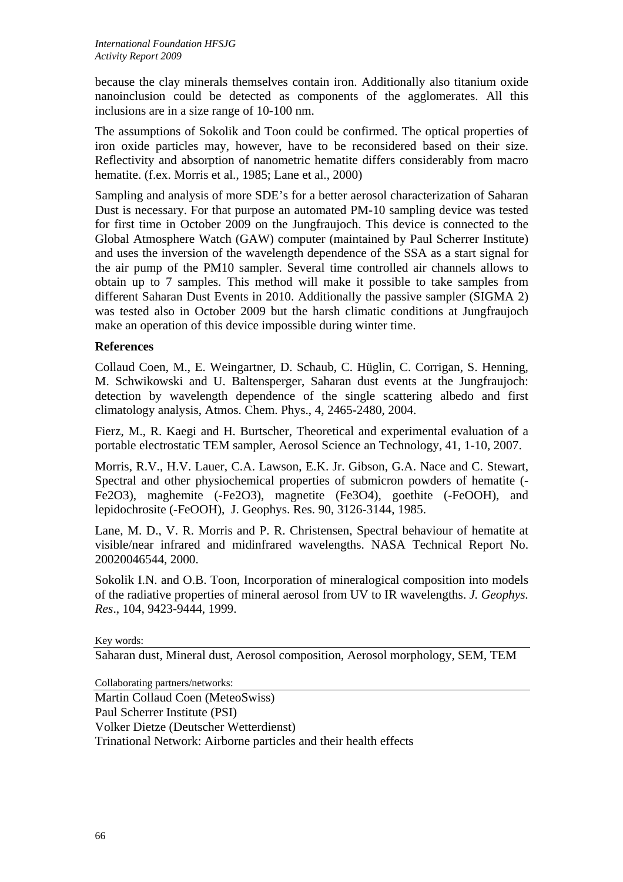because the clay minerals themselves contain iron. Additionally also titanium oxide nanoinclusion could be detected as components of the agglomerates. All this inclusions are in a size range of 10-100 nm.

The assumptions of Sokolik and Toon could be confirmed. The optical properties of iron oxide particles may, however, have to be reconsidered based on their size. Reflectivity and absorption of nanometric hematite differs considerably from macro hematite. (f.ex. Morris et al., 1985; Lane et al., 2000)

Sampling and analysis of more SDE's for a better aerosol characterization of Saharan Dust is necessary. For that purpose an automated PM-10 sampling device was tested for first time in October 2009 on the Jungfraujoch. This device is connected to the Global Atmosphere Watch (GAW) computer (maintained by Paul Scherrer Institute) and uses the inversion of the wavelength dependence of the SSA as a start signal for the air pump of the PM10 sampler. Several time controlled air channels allows to obtain up to 7 samples. This method will make it possible to take samples from different Saharan Dust Events in 2010. Additionally the passive sampler (SIGMA 2) was tested also in October 2009 but the harsh climatic conditions at Jungfraujoch make an operation of this device impossible during winter time.

## References

Collaud Coen, M., E. Weingartner, D. Schaub, C. Hüglin, C. Corrigan, S. Henning, M. Schwikowski and U. Baltensperger, Saharan dust events at the Jungfraujoch: detection by wavelength dependence of the single scattering albedo and first climatology analysis, Atmos. Chem. Phys., 4, 2465-2480, 2004.

Fierz, M., R. Kaegi and H. Burtscher, Theoretical and experimental evaluation of a portable electrostatic TEM sampler, Aerosol Science an Technology, 41, 1-10, 2007.

Morris, R.V., H.V. Lauer, C.A. Lawson, E.K. Jr. Gibson, G.A. Nace and C. Stewart, Spectral and other physiochemical properties of submicron powders of hematite (-Fe2O3), maghemite (-Fe2O3), magnetite (Fe3O4), goethite (-FeOOH), and lepidochrosite (-FeOOH), J. Geophys. Res. 90, 3126-3144, 1985.

Lane, M. D., V. R. Morris and P. R. Christensen, Spectral behaviour of hematite at visible/near infrared and midinfrared wavelengths. NASA Technical Report No. 20020046544, 2000.

Sokolik I.N. and O.B. Toon, Incorporation of mineralogical composition into models of the radiative properties of mineral aerosol from UV to IR wavelengths. *J. Geophys. Res*., 104, 9423-9444, 1999.

Key words:

Saharan dust, Mineral dust, Aerosol composition, Aerosol morphology, SEM, TEM

Collaborating partners/networks:

Martin Collaud Coen (MeteoSwiss)
Paul Scherrer Institute (PSI)
Volker Dietze (Deutscher Wetterdienst)
Trinational Network: Airborne particles and their health effects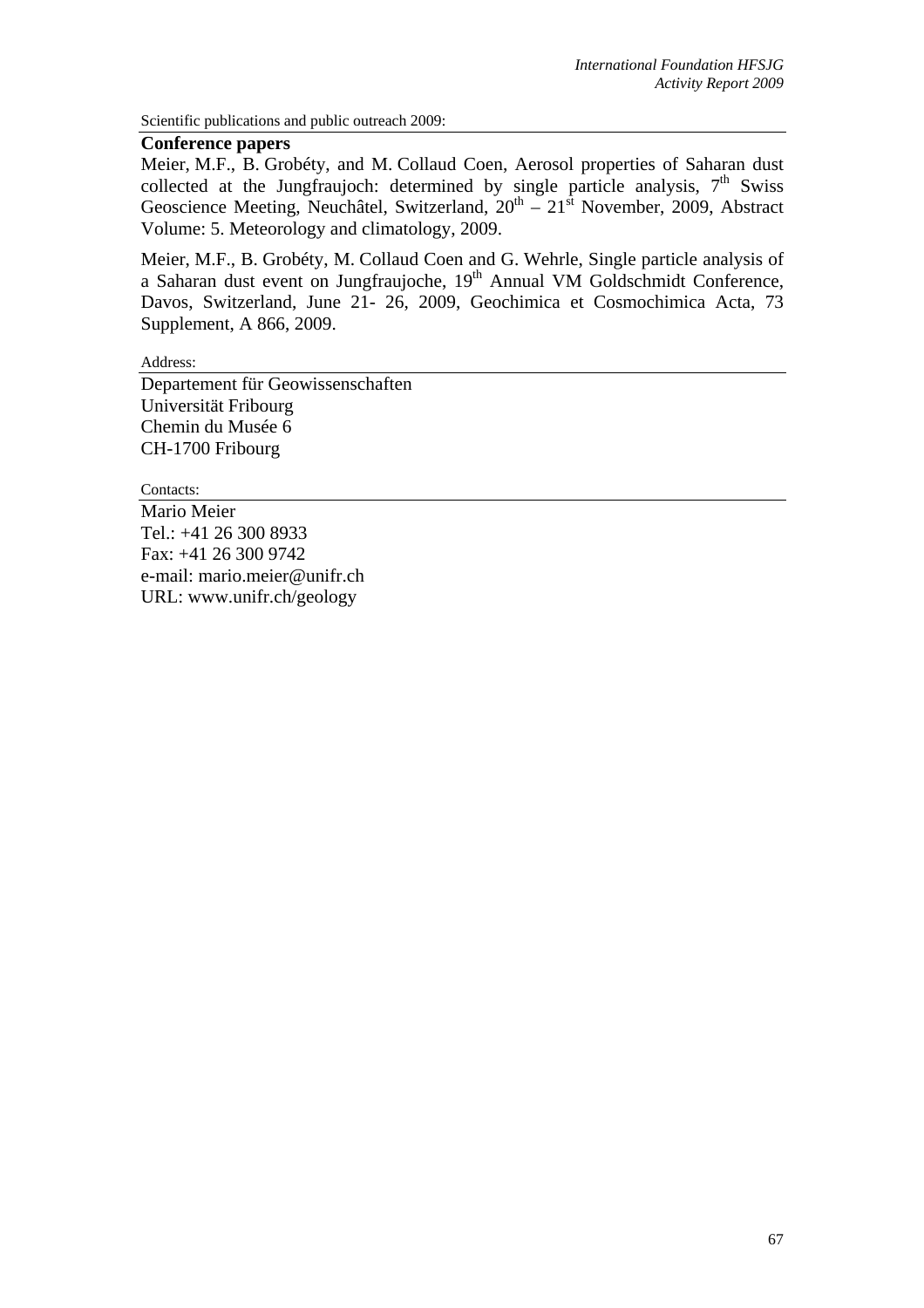Scientific publications and public outreach 2009:

**Conference papers**

Meier, M.F., B. Grobéty, and M. Collaud Coen, Aerosol properties of Saharan dust collected at the Jungfraujoch: determined by single particle analysis, 7th Swiss Geoscience Meeting, Neuchâtel, Switzerland, 20th – 21st November, 2009, Abstract Volume: 5. Meteorology and climatology, 2009.

Meier, M.F., B. Grobéty, M. Collaud Coen and G. Wehrle, Single particle analysis of a Saharan dust event on Jungfraujoche, 19th Annual VM Goldschmidt Conference, Davos, Switzerland, June 21- 26, 2009, Geochimica et Cosmochimica Acta, 73 Supplement, A 866, 2009.

Address:

Departement für Geowissenschaften
Universität Fribourg
Chemin du Musée 6
CH-1700 Fribourg

Contacts:

Mario Meier
Tel.: +41 26 300 8933
Fax: +41 26 300 9742
e-mail: mario.meier@unifr.ch
URL: www.unifr.ch/geology